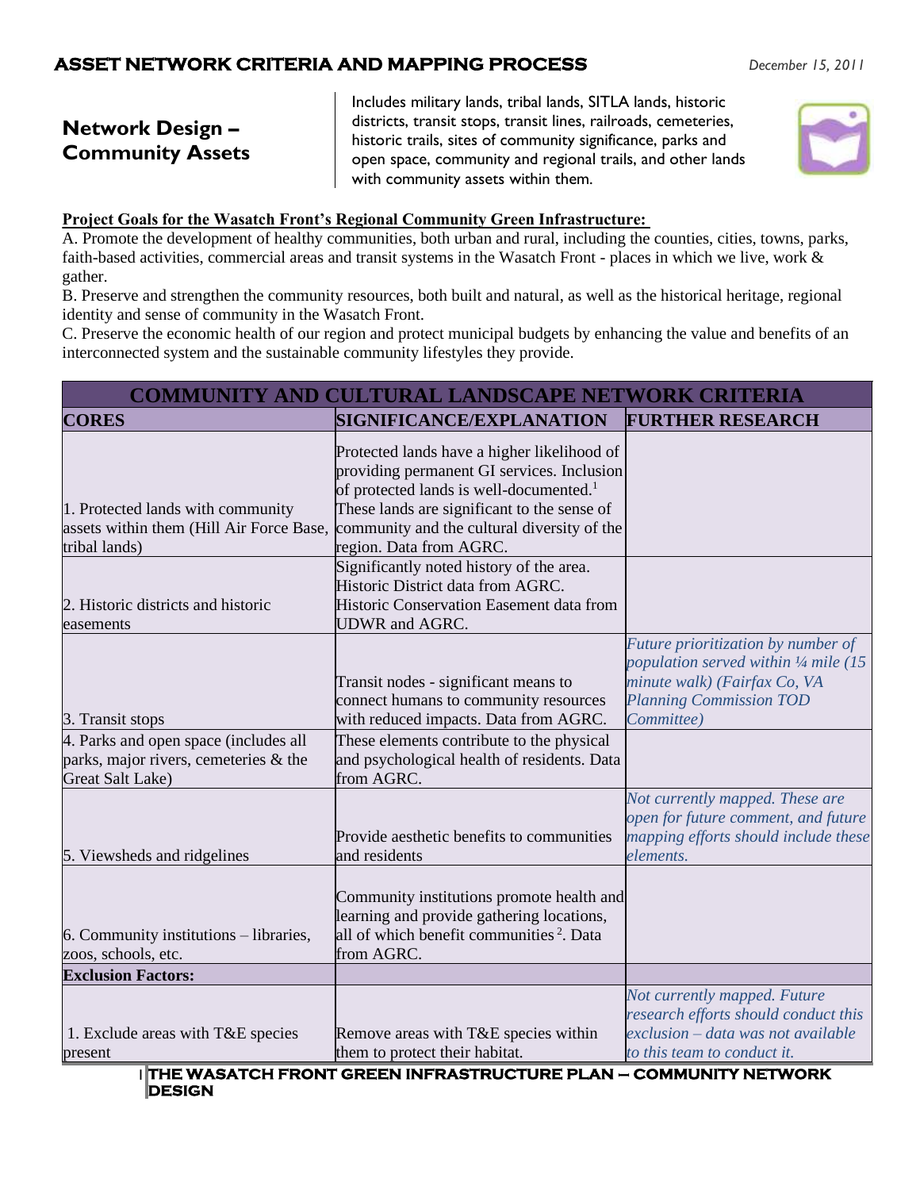# ASSET NETWORK CRITERIA AND MAPPING PROCESS

*December 15, 2011*

## Network Design – Community Assets

Includes military lands, tribal lands, SITLA lands, historic districts, transit stops, transit lines, railroads, cemeteries, historic trails, sites of community significance, parks and open space, community and regional trails, and other lands with community assets within them.

**Project Goals for the Wasatch Front's Regional Community Green Infrastructure:**

A. Promote the development of healthy communities, both urban and rural, including the counties, cities, towns, parks, faith-based activities, commercial areas and transit systems in the Wasatch Front - places in which we live, work & gather.

B. Preserve and strengthen the community resources, both built and natural, as well as the historical heritage, regional identity and sense of community in the Wasatch Front.

C. Preserve the economic health of our region and protect municipal budgets by enhancing the value and benefits of an interconnected system and the sustainable community lifestyles they provide.

| COMMUNITY AND CULTURAL LANDSCAPE NETWORK CRITERIA | | |
|---|---|---|
| **CORES** | **SIGNIFICANCE/EXPLANATION** | **FURTHER RESEARCH** |
| 1. Protected lands with community assets within them (Hill Air Force Base, tribal lands) | Protected lands have a higher likelihood of providing permanent GI services. Inclusion of protected lands is well-documented.[1] These lands are significant to the sense of community and the cultural diversity of the region. Data from AGRC. | |
| 2. Historic districts and historic easements | Significantly noted history of the area. Historic District data from AGRC. Historic Conservation Easement data from UDWR and AGRC. | |
| 3. Transit stops | Transit nodes - significant means to connect humans to community resources with reduced impacts. Data from AGRC. | *Future prioritization by number of population served within ¼ mile (15 minute walk) (Fairfax Co, VA Planning Commission TOD Committee)* |
| 4. Parks and open space (includes all parks, major rivers, cemeteries & the Great Salt Lake) | These elements contribute to the physical and psychological health of residents. Data from AGRC. | |
| 5. Viewsheds and ridgelines | Provide aesthetic benefits to communities and residents | *Not currently mapped. These are open for future comment, and future mapping efforts should include these elements.* |
| 6. Community institutions – libraries, zoos, schools, etc. | Community institutions promote health and learning and provide gathering locations, all of which benefit communities[2]. Data from AGRC. | |
| **Exclusion Factors:** | | |
| 1. Exclude areas with T&E species present | Remove areas with T&E species within them to protect their habitat. | *Not currently mapped. Future research efforts should conduct this exclusion – data was not available to this team to conduct it.* |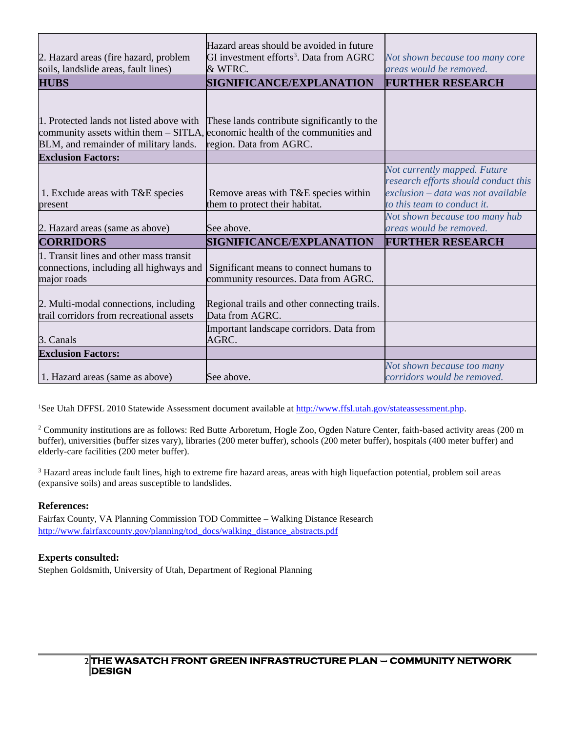| 2. Hazard areas (fire hazard, problem soils, landslide areas, fault lines) | Hazard areas should be avoided in future GI investment efforts[3]. Data from AGRC & WFRC. | *Not shown because too many core areas would be removed.* |
|---|---|---|
| **HUBS** | **SIGNIFICANCE/EXPLANATION** | **FURTHER RESEARCH** |
| 1. Protected lands not listed above with community assets within them – SITLA, BLM, and remainder of military lands. | These lands contribute significantly to the economic health of the communities and region. Data from AGRC. | |
| **Exclusion Factors:** | | |
| 1. Exclude areas with T&E species present | Remove areas with T&E species within them to protect their habitat. | *Not currently mapped. Future research efforts should conduct this exclusion – data was not available to this team to conduct it.* |
| 2. Hazard areas (same as above) | See above. | *Not shown because too many hub areas would be removed.* |
| **CORRIDORS** | **SIGNIFICANCE/EXPLANATION** | **FURTHER RESEARCH** |
| 1. Transit lines and other mass transit connections, including all highways and major roads | Significant means to connect humans to community resources. Data from AGRC. | |
| 2. Multi-modal connections, including trail corridors from recreational assets | Regional trails and other connecting trails. Data from AGRC. | |
| 3. Canals | Important landscape corridors. Data from AGRC. | |
| **Exclusion Factors:** | | |
| 1. Hazard areas (same as above) | See above. | *Not shown because too many corridors would be removed.* |

[1]See Utah DFFSL 2010 Statewide Assessment document available at http://www.ffsl.utah.gov/stateassessment.php.

[2] Community institutions are as follows: Red Butte Arboretum, Hogle Zoo, Ogden Nature Center, faith-based activity areas (200 m buffer), universities (buffer sizes vary), libraries (200 meter buffer), schools (200 meter buffer), hospitals (400 meter buffer) and elderly-care facilities (200 meter buffer).

[3] Hazard areas include fault lines, high to extreme fire hazard areas, areas with high liquefaction potential, problem soil areas (expansive soils) and areas susceptible to landslides.

**References:**

Fairfax County, VA Planning Commission TOD Committee – Walking Distance Research
http://www.fairfaxcounty.gov/planning/tod_docs/walking_distance_abstracts.pdf

**Experts consulted:**

Stephen Goldsmith, University of Utah, Department of Regional Planning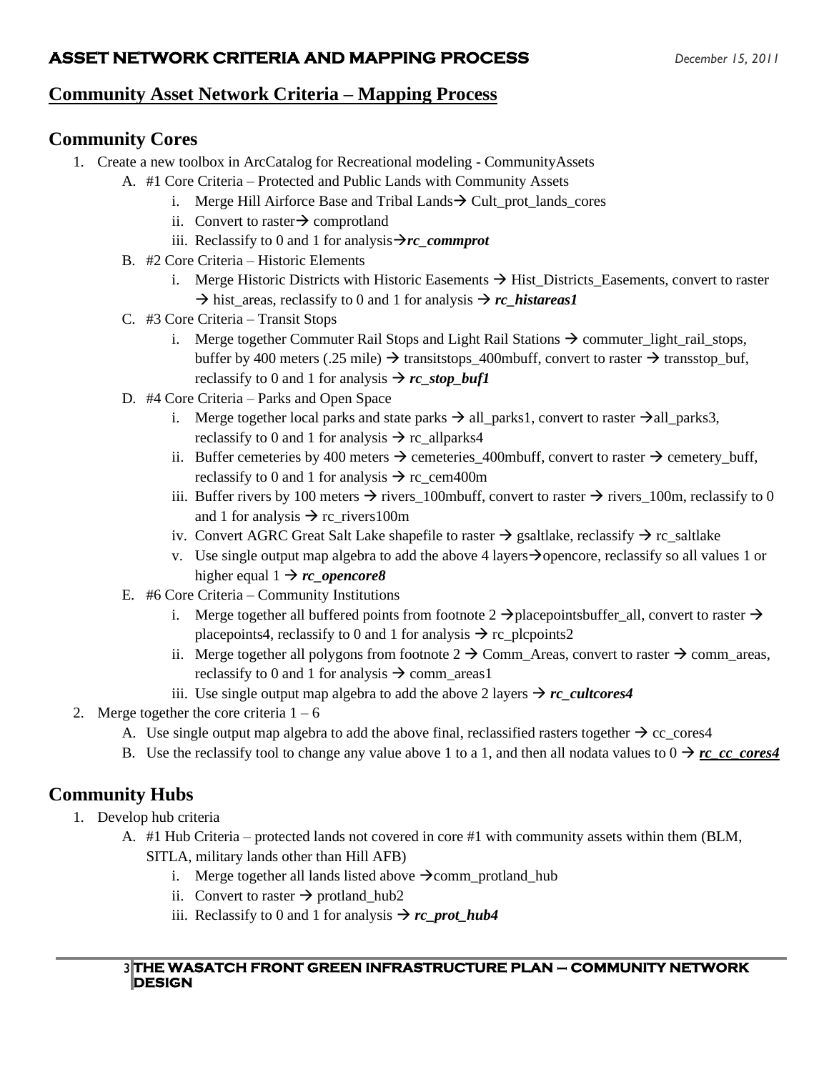## Community Asset Network Criteria – Mapping Process

### Community Cores

1. Create a new toolbox in ArcCatalog for Recreational modeling - CommunityAssets
   A. #1 Core Criteria – Protected and Public Lands with Community Assets
      i. Merge Hill Airforce Base and Tribal Lands→ Cult_prot_lands_cores
      ii. Convert to raster→ comprotland
      iii. Reclassify to 0 and 1 for analysis→***rc_commprot***
   B. #2 Core Criteria – Historic Elements
      i. Merge Historic Districts with Historic Easements → Hist_Districts_Easements, convert to raster → hist_areas, reclassify to 0 and 1 for analysis → ***rc_histareas1***
   C. #3 Core Criteria – Transit Stops
      i. Merge together Commuter Rail Stops and Light Rail Stations → commuter_light_rail_stops, buffer by 400 meters (.25 mile) → transitstops_400mbuff, convert to raster → transstop_buf, reclassify to 0 and 1 for analysis → ***rc_stop_buf1***
   D. #4 Core Criteria – Parks and Open Space
      i. Merge together local parks and state parks → all_parks1, convert to raster →all_parks3, reclassify to 0 and 1 for analysis → rc_allparks4
      ii. Buffer cemeteries by 400 meters → cemeteries_400mbuff, convert to raster → cemetery_buff, reclassify to 0 and 1 for analysis → rc_cem400m
      iii. Buffer rivers by 100 meters → rivers_100mbuff, convert to raster → rivers_100m, reclassify to 0 and 1 for analysis → rc_rivers100m
      iv. Convert AGRC Great Salt Lake shapefile to raster → gsaltlake, reclassify → rc_saltlake
      v. Use single output map algebra to add the above 4 layers→opencore, reclassify so all values 1 or higher equal 1 → ***rc_opencore8***
   E. #6 Core Criteria – Community Institutions
      i. Merge together all buffered points from footnote 2 →placepointsbuffer_all, convert to raster → placepoints4, reclassify to 0 and 1 for analysis → rc_plcpoints2
      ii. Merge together all polygons from footnote 2 → Comm_Areas, convert to raster → comm_areas, reclassify to 0 and 1 for analysis → comm_areas1
      iii. Use single output map algebra to add the above 2 layers → ***rc_cultcores4***
2. Merge together the core criteria 1 – 6
   A. Use single output map algebra to add the above final, reclassified rasters together → cc_cores4
   B. Use the reclassify tool to change any value above 1 to a 1, and then all nodata values to 0 → <u>***rc_cc_cores4***</u>

### Community Hubs

1. Develop hub criteria
   A. #1 Hub Criteria – protected lands not covered in core #1 with community assets within them (BLM, SITLA, military lands other than Hill AFB)
      i. Merge together all lands listed above →comm_protland_hub
      ii. Convert to raster → protland_hub2
      iii. Reclassify to 0 and 1 for analysis → ***rc_prot_hub4***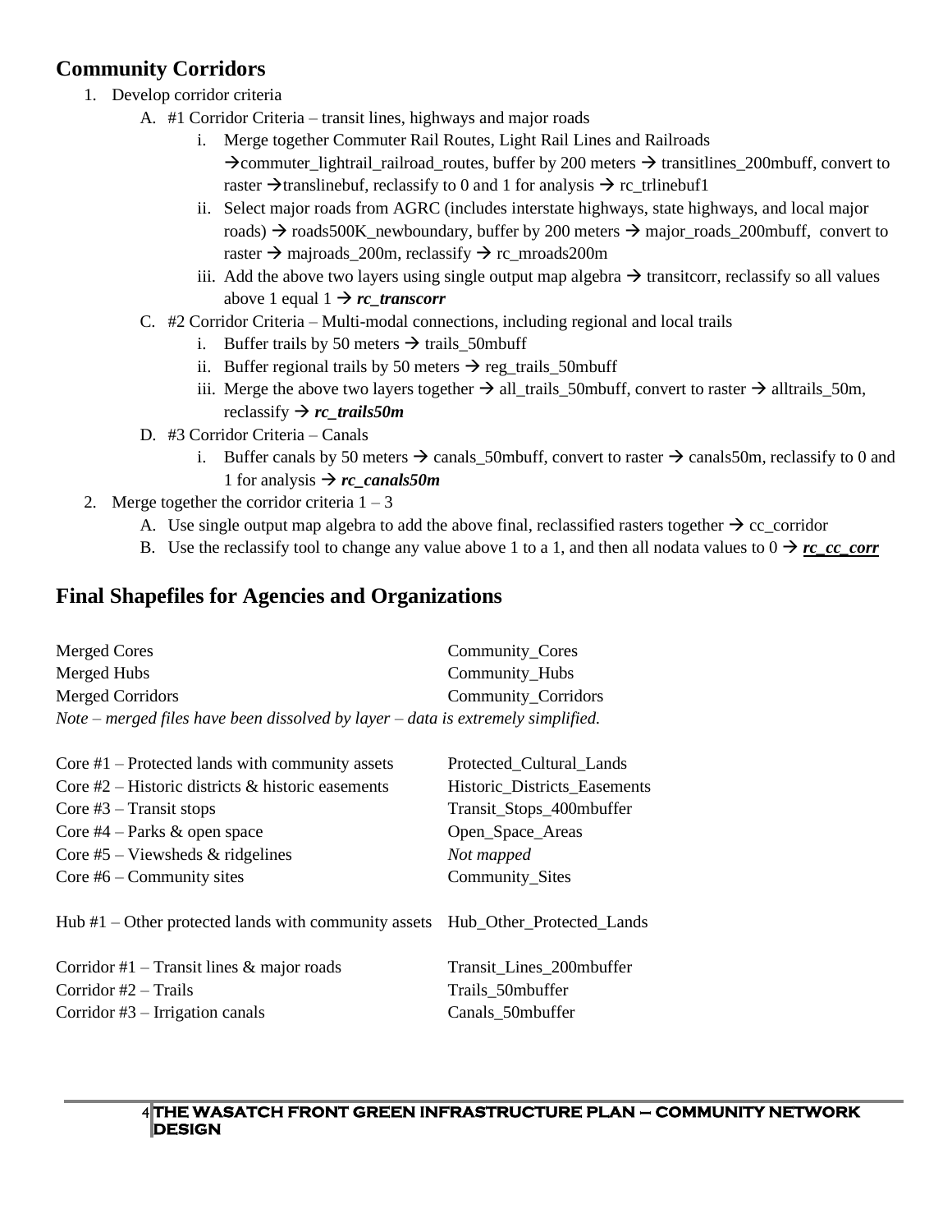## Community Corridors

1. Develop corridor criteria
   A. #1 Corridor Criteria – transit lines, highways and major roads
      i. Merge together Commuter Rail Routes, Light Rail Lines and Railroads →commuter_lightrail_railroad_routes, buffer by 200 meters → transitlines_200mbuff, convert to raster →translinebuf, reclassify to 0 and 1 for analysis → rc_trlinebuf1
      ii. Select major roads from AGRC (includes interstate highways, state highways, and local major roads) → roads500K_newboundary, buffer by 200 meters → major_roads_200mbuff, convert to raster → majroads_200m, reclassify → rc_mroads200m
      iii. Add the above two layers using single output map algebra → transitcorr, reclassify so all values above 1 equal 1 → ***rc_transcorr***
   C. #2 Corridor Criteria – Multi-modal connections, including regional and local trails
      i. Buffer trails by 50 meters → trails_50mbuff
      ii. Buffer regional trails by 50 meters → reg_trails_50mbuff
      iii. Merge the above two layers together → all_trails_50mbuff, convert to raster → alltrails_50m, reclassify → ***rc_trails50m***
   D. #3 Corridor Criteria – Canals
      i. Buffer canals by 50 meters → canals_50mbuff, convert to raster → canals50m, reclassify to 0 and 1 for analysis → ***rc_canals50m***
2. Merge together the corridor criteria 1 – 3
   A. Use single output map algebra to add the above final, reclassified rasters together → cc_corridor
   B. Use the reclassify tool to change any value above 1 to a 1, and then all nodata values to 0 → ***<u>rc_cc_corr</u>***

## Final Shapefiles for Agencies and Organizations

| | |
|---|---|
| Merged Cores | Community_Cores |
| Merged Hubs | Community_Hubs |
| Merged Corridors | Community_Corridors |

*Note – merged files have been dissolved by layer – data is extremely simplified.*

| | |
|---|---|
| Core #1 – Protected lands with community assets | Protected_Cultural_Lands |
| Core #2 – Historic districts & historic easements | Historic_Districts_Easements |
| Core #3 – Transit stops | Transit_Stops_400mbuffer |
| Core #4 – Parks & open space | Open_Space_Areas |
| Core #5 – Viewsheds & ridgelines | *Not mapped* |
| Core #6 – Community sites | Community_Sites |
| Hub #1 – Other protected lands with community assets | Hub_Other_Protected_Lands |
| Corridor #1 – Transit lines & major roads | Transit_Lines_200mbuffer |
| Corridor #2 – Trails | Trails_50mbuffer |
| Corridor #3 – Irrigation canals | Canals_50mbuffer |